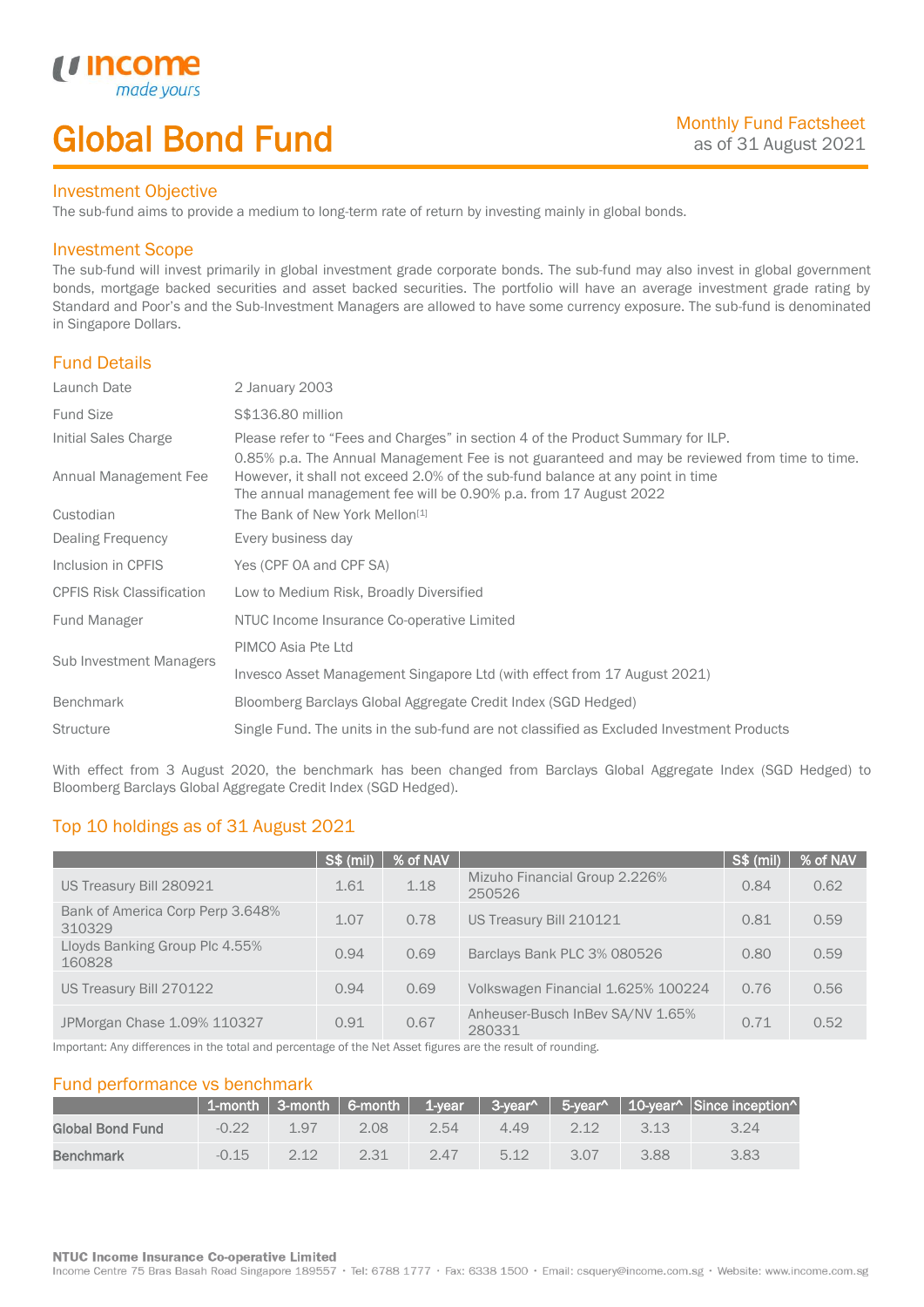# Global Bond Fund

Monthly Fund Factsheet
as of 31 August 2021

## Investment Objective

The sub-fund aims to provide a medium to long-term rate of return by investing mainly in global bonds.

## Investment Scope

The sub-fund will invest primarily in global investment grade corporate bonds. The sub-fund may also invest in global government bonds, mortgage backed securities and asset backed securities. The portfolio will have an average investment grade rating by Standard and Poor's and the Sub-Investment Managers are allowed to have some currency exposure. The sub-fund is denominated in Singapore Dollars.

## Fund Details

| | |
|---|---|
| Launch Date | 2 January 2003 |
| Fund Size | S$136.80 million |
| Initial Sales Charge | Please refer to "Fees and Charges" in section 4 of the Product Summary for ILP. |
| Annual Management Fee | 0.85% p.a. The Annual Management Fee is not guaranteed and may be reviewed from time to time. However, it shall not exceed 2.0% of the sub-fund balance at any point in time The annual management fee will be 0.90% p.a. from 17 August 2022 |
| Custodian | The Bank of New York Mellon[1] |
| Dealing Frequency | Every business day |
| Inclusion in CPFIS | Yes (CPF OA and CPF SA) |
| CPFIS Risk Classification | Low to Medium Risk, Broadly Diversified |
| Fund Manager | NTUC Income Insurance Co-operative Limited |
| Sub Investment Managers | PIMCO Asia Pte Ltd<br>Invesco Asset Management Singapore Ltd (with effect from 17 August 2021) |
| Benchmark | Bloomberg Barclays Global Aggregate Credit Index (SGD Hedged) |
| Structure | Single Fund. The units in the sub-fund are not classified as Excluded Investment Products |

With effect from 3 August 2020, the benchmark has been changed from Barclays Global Aggregate Index (SGD Hedged) to Bloomberg Barclays Global Aggregate Credit Index (SGD Hedged).

## Top 10 holdings as of 31 August 2021

| | S$ (mil) | % of NAV | | S$ (mil) | % of NAV |
|---|---|---|---|---|---|
| US Treasury Bill 280921 | 1.61 | 1.18 | Mizuho Financial Group 2.226% 250526 | 0.84 | 0.62 |
| Bank of America Corp Perp 3.648% 310329 | 1.07 | 0.78 | US Treasury Bill 210121 | 0.81 | 0.59 |
| Lloyds Banking Group Plc 4.55% 160828 | 0.94 | 0.69 | Barclays Bank PLC 3% 080526 | 0.80 | 0.59 |
| US Treasury Bill 270122 | 0.94 | 0.69 | Volkswagen Financial 1.625% 100224 | 0.76 | 0.56 |
| JPMorgan Chase 1.09% 110327 | 0.91 | 0.67 | Anheuser-Busch InBev SA/NV 1.65% 280331 | 0.71 | 0.52 |

Important: Any differences in the total and percentage of the Net Asset figures are the result of rounding.

## Fund performance vs benchmark

| | 1-month | 3-month | 6-month | 1-year | 3-year^ | 5-year^ | 10-year^ | Since inception^ |
|---|---|---|---|---|---|---|---|---|
| **Global Bond Fund** | -0.22 | 1.97 | 2.08 | 2.54 | 4.49 | 2.12 | 3.13 | 3.24 |
| **Benchmark** | -0.15 | 2.12 | 2.31 | 2.47 | 5.12 | 3.07 | 3.88 | 3.83 |

**NTUC Income Insurance Co-operative Limited**
Income Centre 75 Bras Basah Road Singapore 189557 • Tel: 6788 1777 • Fax: 6338 1500 • Email: csquery@income.com.sg • Website: www.income.com.sg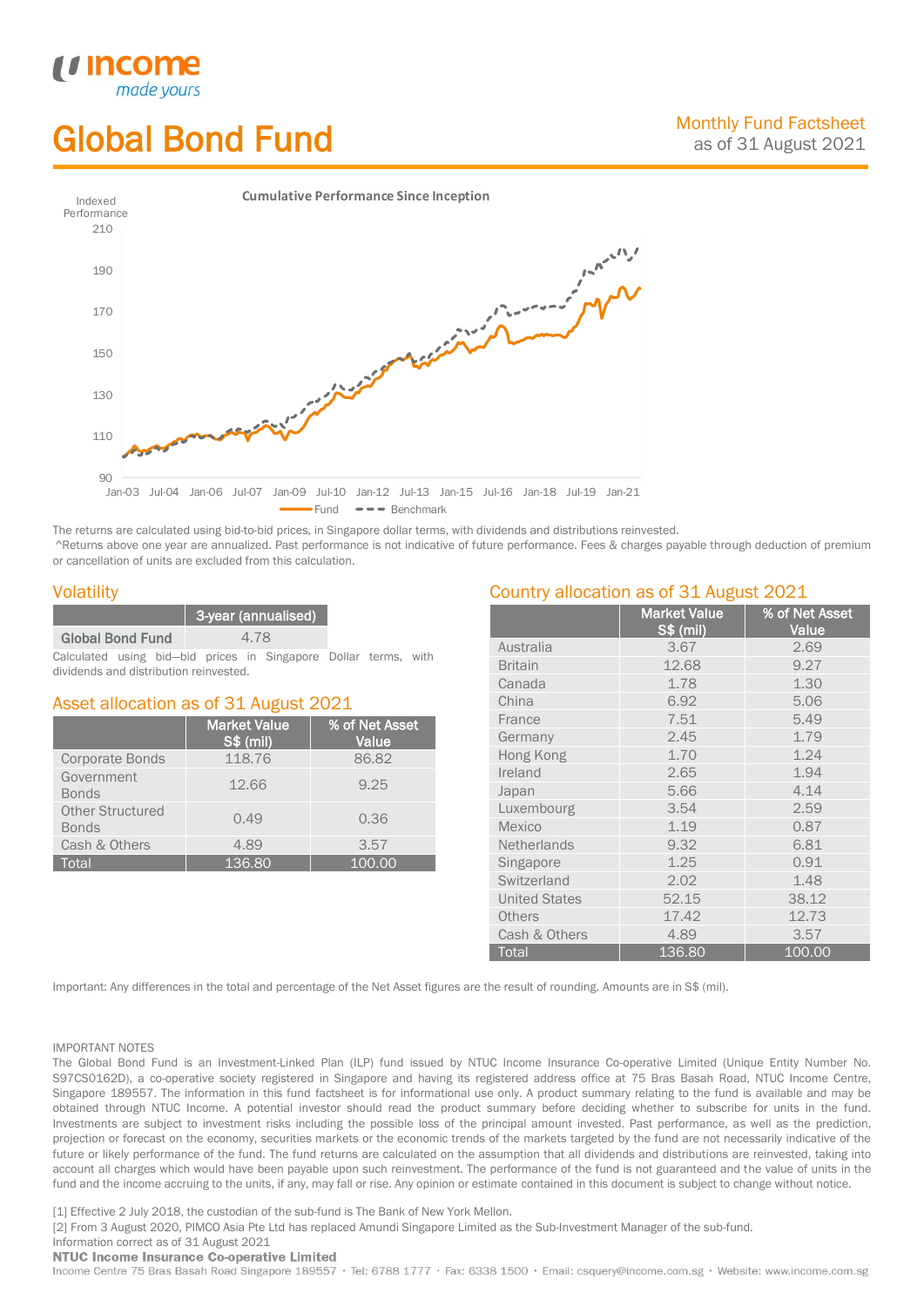income made yours

# Global Bond Fund

Monthly Fund Factsheet
as of 31 August 2021

Cumulative Performance Since Inception

Indexed Performance

210
190
170
150
130
110
90

Jan-03 Jul-04 Jan-06 Jul-07 Jan-09 Jul-10 Jan-12 Jul-13 Jan-15 Jul-16 Jan-18 Jul-19 Jan-21

Fund Benchmark

The returns are calculated using bid-to-bid prices, in Singapore dollar terms, with dividends and distributions reinvested.
^Returns above one year are annualized. Past performance is not indicative of future performance. Fees & charges payable through deduction of premium or cancellation of units are excluded from this calculation.

## Volatility

| | 3-year (annualised) |
|---|---|
| Global Bond Fund | 4.78 |

Calculated using bid–bid prices in Singapore Dollar terms, with dividends and distribution reinvested.

## Asset allocation as of 31 August 2021

| | Market Value S$ (mil) | % of Net Asset Value |
|---|---|---|
| Corporate Bonds | 118.76 | 86.82 |
| Government Bonds | 12.66 | 9.25 |
| Other Structured Bonds | 0.49 | 0.36 |
| Cash & Others | 4.89 | 3.57 |
| Total | 136.80 | 100.00 |

## Country allocation as of 31 August 2021

| | Market Value S$ (mil) | % of Net Asset Value |
|---|---|---|
| Australia | 3.67 | 2.69 |
| Britain | 12.68 | 9.27 |
| Canada | 1.78 | 1.30 |
| China | 6.92 | 5.06 |
| France | 7.51 | 5.49 |
| Germany | 2.45 | 1.79 |
| Hong Kong | 1.70 | 1.24 |
| Ireland | 2.65 | 1.94 |
| Japan | 5.66 | 4.14 |
| Luxembourg | 3.54 | 2.59 |
| Mexico | 1.19 | 0.87 |
| Netherlands | 9.32 | 6.81 |
| Singapore | 1.25 | 0.91 |
| Switzerland | 2.02 | 1.48 |
| United States | 52.15 | 38.12 |
| Others | 17.42 | 12.73 |
| Cash & Others | 4.89 | 3.57 |
| Total | 136.80 | 100.00 |

Important: Any differences in the total and percentage of the Net Asset figures are the result of rounding. Amounts are in S$ (mil).

IMPORTANT NOTES
The Global Bond Fund is an Investment-Linked Plan (ILP) fund issued by NTUC Income Insurance Co-operative Limited (Unique Entity Number No. S97CS0162D), a co-operative society registered in Singapore and having its registered address office at 75 Bras Basah Road, NTUC Income Centre, Singapore 189557. The information in this fund factsheet is for informational use only. A product summary relating to the fund is available and may be obtained through NTUC Income. A potential investor should read the product summary before deciding whether to subscribe for units in the fund. Investments are subject to investment risks including the possible loss of the principal amount invested. Past performance, as well as the prediction, projection or forecast on the economy, securities markets or the economic trends of the markets targeted by the fund are not necessarily indicative of the future or likely performance of the fund. The fund returns are calculated on the assumption that all dividends and distributions are reinvested, taking into account all charges which would have been payable upon such reinvestment. The performance of the fund is not guaranteed and the value of units in the fund and the income accruing to the units, if any, may fall or rise. Any opinion or estimate contained in this document is subject to change without notice.

[1] Effective 2 July 2018, the custodian of the sub-fund is The Bank of New York Mellon.
[2] From 3 August 2020, PIMCO Asia Pte Ltd has replaced Amundi Singapore Limited as the Sub-Investment Manager of the sub-fund.
Information correct as of 31 August 2021

**NTUC Income Insurance Co-operative Limited**
Income Centre 75 Bras Basah Road Singapore 189557 · Tel: 6788 1777 · Fax: 6338 1500 · Email: csquery@income.com.sg · Website: www.income.com.sg